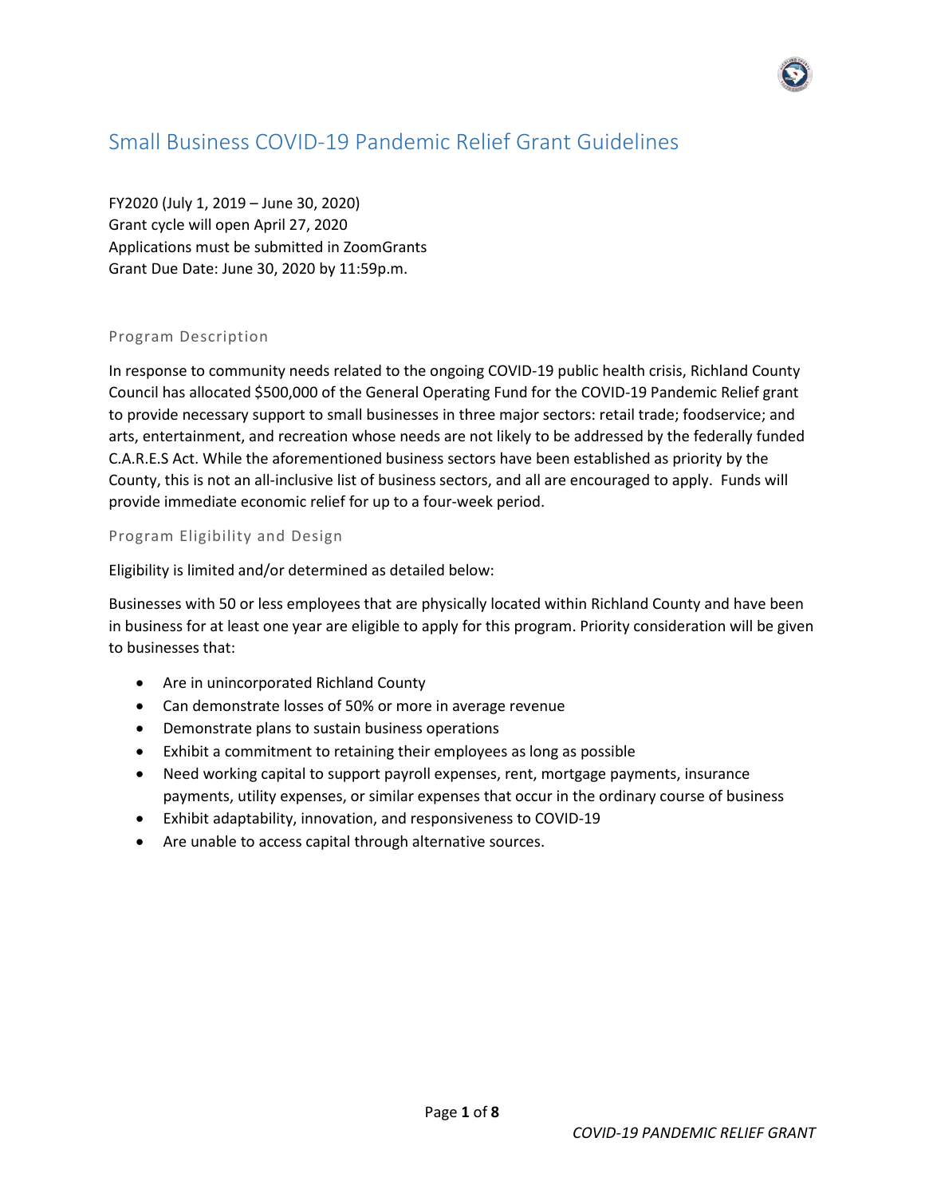# Small Business COVID-19 Pandemic Relief Grant Guidelines

FY2020 (July 1, 2019 – June 30, 2020)
Grant cycle will open April 27, 2020
Applications must be submitted in ZoomGrants
Grant Due Date: June 30, 2020 by 11:59p.m.

## Program Description

In response to community needs related to the ongoing COVID-19 public health crisis, Richland County Council has allocated $500,000 of the General Operating Fund for the COVID-19 Pandemic Relief grant to provide necessary support to small businesses in three major sectors: retail trade; foodservice; and arts, entertainment, and recreation whose needs are not likely to be addressed by the federally funded C.A.R.E.S Act. While the aforementioned business sectors have been established as priority by the County, this is not an all-inclusive list of business sectors, and all are encouraged to apply. Funds will provide immediate economic relief for up to a four-week period.

## Program Eligibility and Design

Eligibility is limited and/or determined as detailed below:

Businesses with 50 or less employees that are physically located within Richland County and have been in business for at least one year are eligible to apply for this program. Priority consideration will be given to businesses that:

- Are in unincorporated Richland County
- Can demonstrate losses of 50% or more in average revenue
- Demonstrate plans to sustain business operations
- Exhibit a commitment to retaining their employees as long as possible
- Need working capital to support payroll expenses, rent, mortgage payments, insurance payments, utility expenses, or similar expenses that occur in the ordinary course of business
- Exhibit adaptability, innovation, and responsiveness to COVID-19
- Are unable to access capital through alternative sources.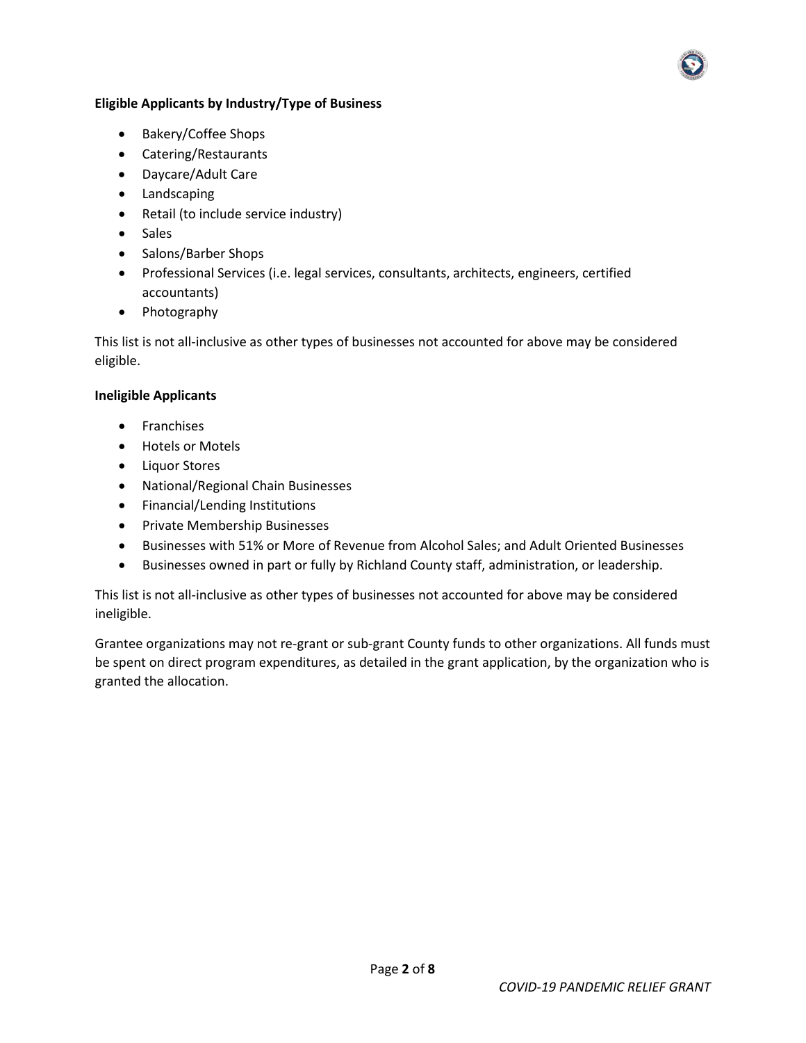**Eligible Applicants by Industry/Type of Business**

- Bakery/Coffee Shops
- Catering/Restaurants
- Daycare/Adult Care
- Landscaping
- Retail (to include service industry)
- Sales
- Salons/Barber Shops
- Professional Services (i.e. legal services, consultants, architects, engineers, certified accountants)
- Photography

This list is not all-inclusive as other types of businesses not accounted for above may be considered eligible.

**Ineligible Applicants**

- Franchises
- Hotels or Motels
- Liquor Stores
- National/Regional Chain Businesses
- Financial/Lending Institutions
- Private Membership Businesses
- Businesses with 51% or More of Revenue from Alcohol Sales; and Adult Oriented Businesses
- Businesses owned in part or fully by Richland County staff, administration, or leadership.

This list is not all-inclusive as other types of businesses not accounted for above may be considered ineligible.

Grantee organizations may not re-grant or sub-grant County funds to other organizations. All funds must be spent on direct program expenditures, as detailed in the grant application, by the organization who is granted the allocation.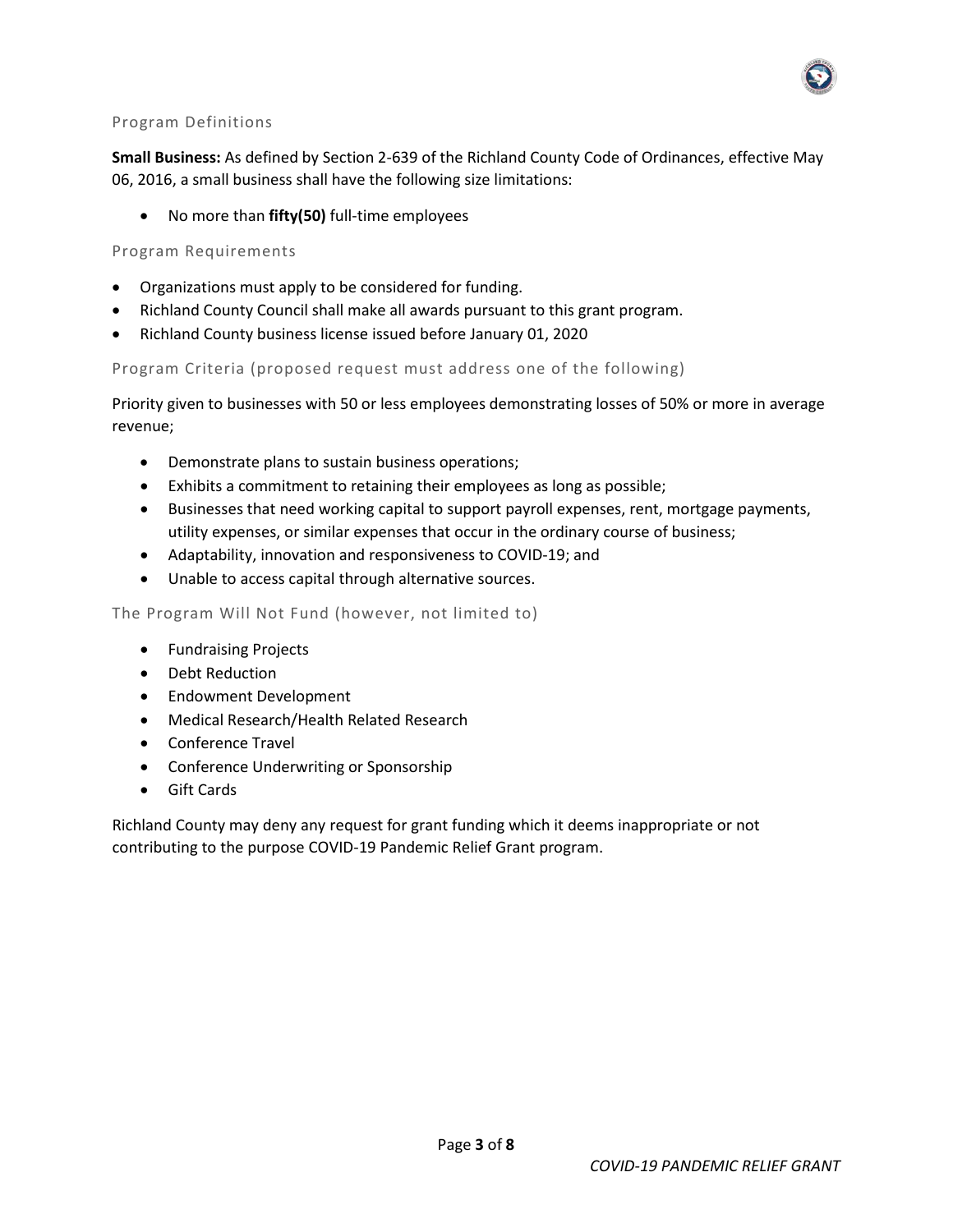## Program Definitions

**Small Business:** As defined by Section 2-639 of the Richland County Code of Ordinances, effective May 06, 2016, a small business shall have the following size limitations:

- No more than **fifty(50)** full-time employees

## Program Requirements

- Organizations must apply to be considered for funding.
- Richland County Council shall make all awards pursuant to this grant program.
- Richland County business license issued before January 01, 2020

## Program Criteria (proposed request must address one of the following)

Priority given to businesses with 50 or less employees demonstrating losses of 50% or more in average revenue;

- Demonstrate plans to sustain business operations;
- Exhibits a commitment to retaining their employees as long as possible;
- Businesses that need working capital to support payroll expenses, rent, mortgage payments, utility expenses, or similar expenses that occur in the ordinary course of business;
- Adaptability, innovation and responsiveness to COVID-19; and
- Unable to access capital through alternative sources.

## The Program Will Not Fund (however, not limited to)

- Fundraising Projects
- Debt Reduction
- Endowment Development
- Medical Research/Health Related Research
- Conference Travel
- Conference Underwriting or Sponsorship
- Gift Cards

Richland County may deny any request for grant funding which it deems inappropriate or not contributing to the purpose COVID-19 Pandemic Relief Grant program.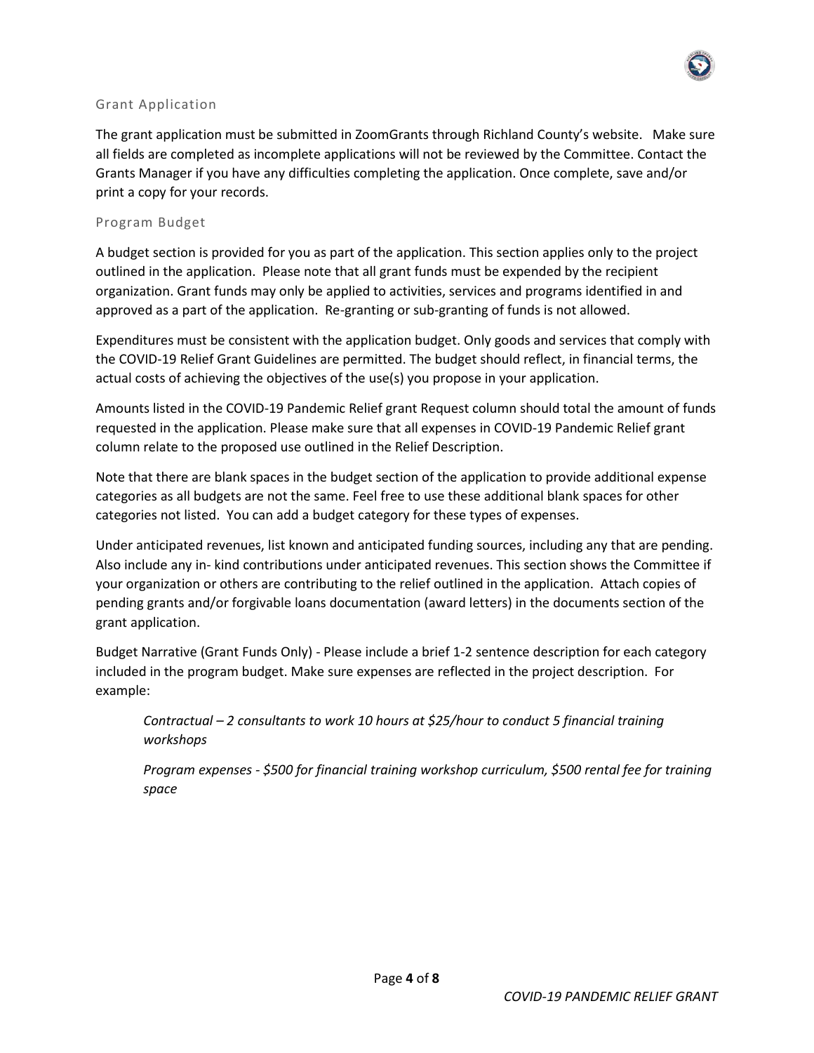## Grant Application

The grant application must be submitted in ZoomGrants through Richland County's website. Make sure all fields are completed as incomplete applications will not be reviewed by the Committee. Contact the Grants Manager if you have any difficulties completing the application. Once complete, save and/or print a copy for your records.

## Program Budget

A budget section is provided for you as part of the application. This section applies only to the project outlined in the application. Please note that all grant funds must be expended by the recipient organization. Grant funds may only be applied to activities, services and programs identified in and approved as a part of the application. Re-granting or sub-granting of funds is not allowed.

Expenditures must be consistent with the application budget. Only goods and services that comply with the COVID-19 Relief Grant Guidelines are permitted. The budget should reflect, in financial terms, the actual costs of achieving the objectives of the use(s) you propose in your application.

Amounts listed in the COVID-19 Pandemic Relief grant Request column should total the amount of funds requested in the application. Please make sure that all expenses in COVID-19 Pandemic Relief grant column relate to the proposed use outlined in the Relief Description.

Note that there are blank spaces in the budget section of the application to provide additional expense categories as all budgets are not the same. Feel free to use these additional blank spaces for other categories not listed. You can add a budget category for these types of expenses.

Under anticipated revenues, list known and anticipated funding sources, including any that are pending. Also include any in- kind contributions under anticipated revenues. This section shows the Committee if your organization or others are contributing to the relief outlined in the application. Attach copies of pending grants and/or forgivable loans documentation (award letters) in the documents section of the grant application.

Budget Narrative (Grant Funds Only) - Please include a brief 1-2 sentence description for each category included in the program budget. Make sure expenses are reflected in the project description. For example:

*Contractual – 2 consultants to work 10 hours at $25/hour to conduct 5 financial training workshops*

*Program expenses - $500 for financial training workshop curriculum, $500 rental fee for training space*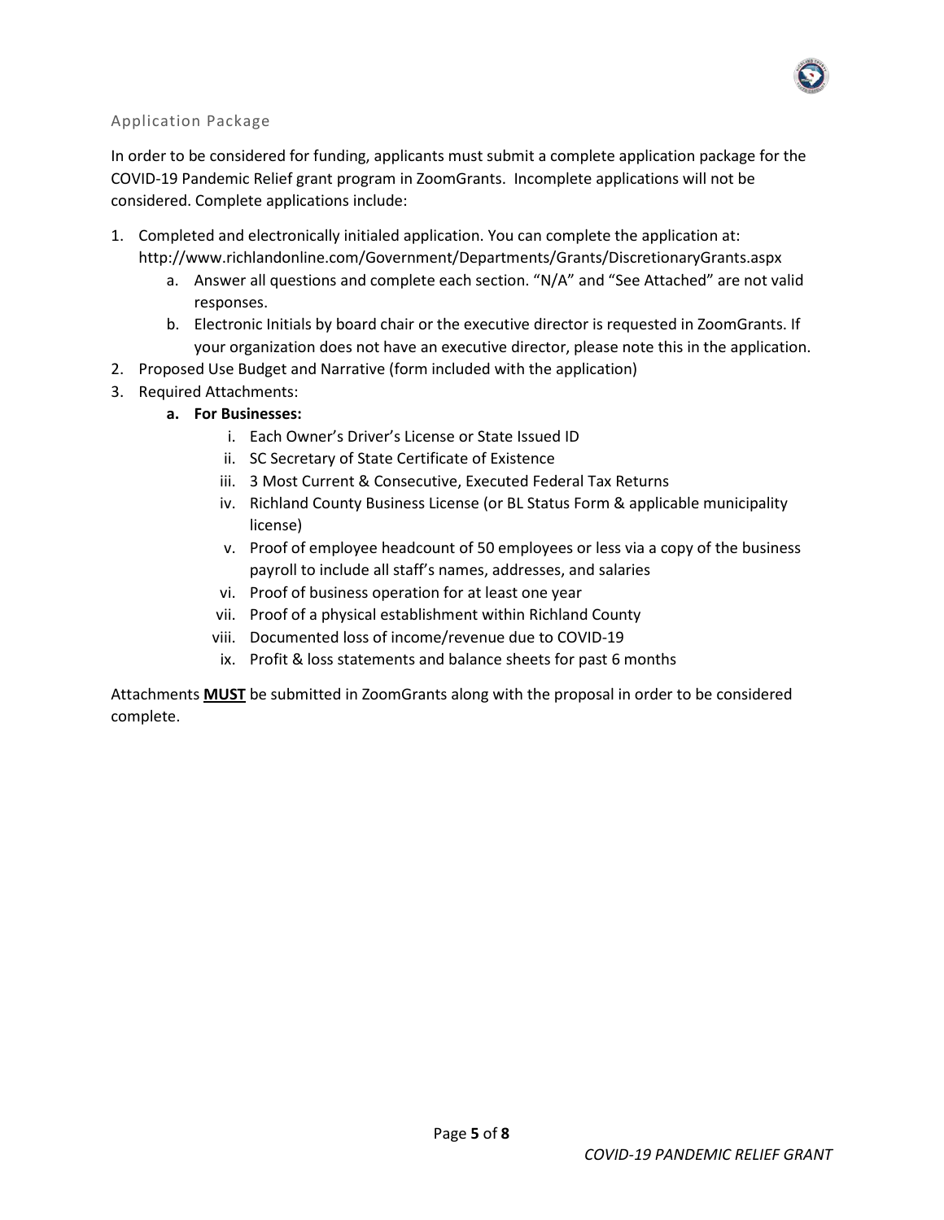## Application Package

In order to be considered for funding, applicants must submit a complete application package for the COVID-19 Pandemic Relief grant program in ZoomGrants. Incomplete applications will not be considered. Complete applications include:

1. Completed and electronically initialed application. You can complete the application at: http://www.richlandonline.com/Government/Departments/Grants/DiscretionaryGrants.aspx
   a. Answer all questions and complete each section. "N/A" and "See Attached" are not valid responses.
   b. Electronic Initials by board chair or the executive director is requested in ZoomGrants. If your organization does not have an executive director, please note this in the application.
2. Proposed Use Budget and Narrative (form included with the application)
3. Required Attachments:
   a. **For Businesses:**
      i. Each Owner's Driver's License or State Issued ID
      ii. SC Secretary of State Certificate of Existence
      iii. 3 Most Current & Consecutive, Executed Federal Tax Returns
      iv. Richland County Business License (or BL Status Form & applicable municipality license)
      v. Proof of employee headcount of 50 employees or less via a copy of the business payroll to include all staff's names, addresses, and salaries
      vi. Proof of business operation for at least one year
      vii. Proof of a physical establishment within Richland County
      viii. Documented loss of income/revenue due to COVID-19
      ix. Profit & loss statements and balance sheets for past 6 months

Attachments **MUST** be submitted in ZoomGrants along with the proposal in order to be considered complete.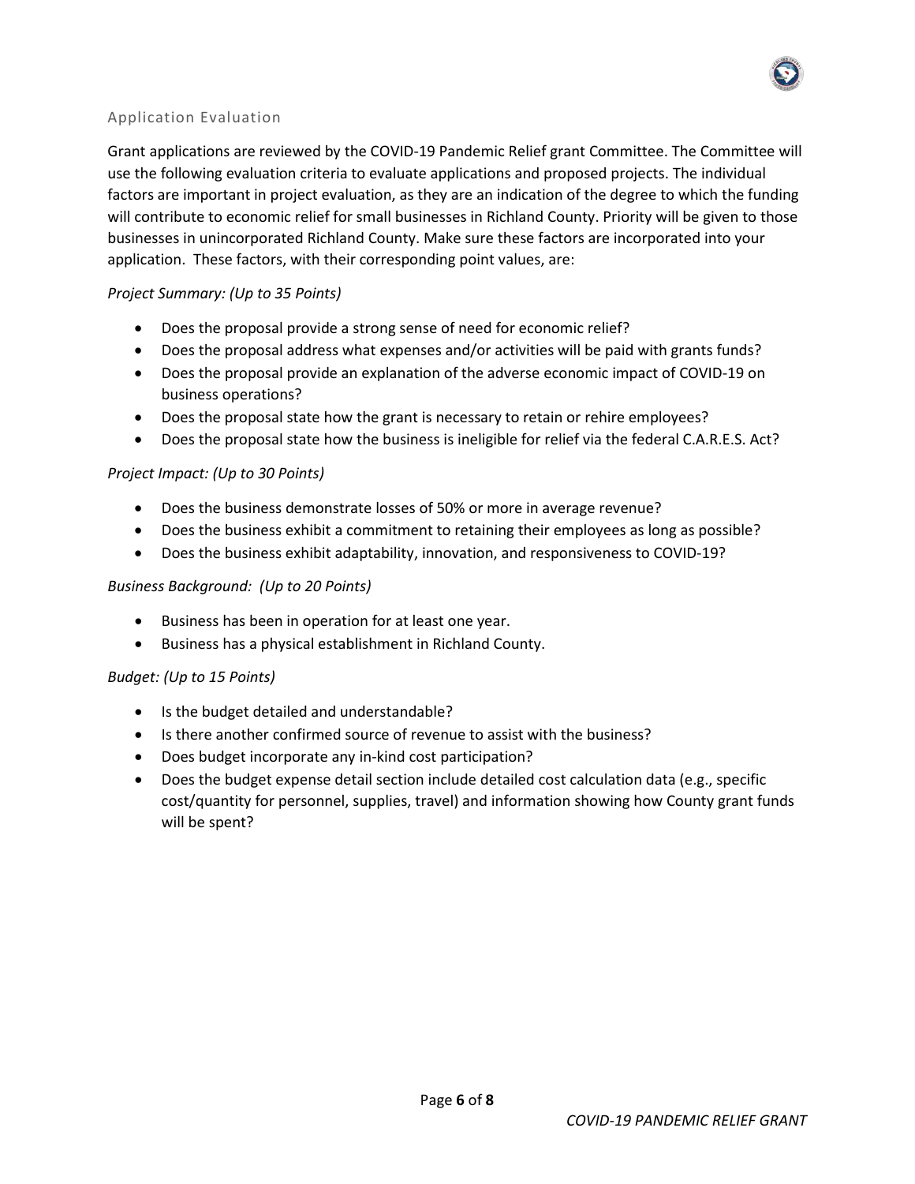## Application Evaluation

Grant applications are reviewed by the COVID-19 Pandemic Relief grant Committee. The Committee will use the following evaluation criteria to evaluate applications and proposed projects. The individual factors are important in project evaluation, as they are an indication of the degree to which the funding will contribute to economic relief for small businesses in Richland County. Priority will be given to those businesses in unincorporated Richland County. Make sure these factors are incorporated into your application. These factors, with their corresponding point values, are:

*Project Summary: (Up to 35 Points)*

- Does the proposal provide a strong sense of need for economic relief?
- Does the proposal address what expenses and/or activities will be paid with grants funds?
- Does the proposal provide an explanation of the adverse economic impact of COVID-19 on business operations?
- Does the proposal state how the grant is necessary to retain or rehire employees?
- Does the proposal state how the business is ineligible for relief via the federal C.A.R.E.S. Act?

*Project Impact: (Up to 30 Points)*

- Does the business demonstrate losses of 50% or more in average revenue?
- Does the business exhibit a commitment to retaining their employees as long as possible?
- Does the business exhibit adaptability, innovation, and responsiveness to COVID-19?

*Business Background: (Up to 20 Points)*

- Business has been in operation for at least one year.
- Business has a physical establishment in Richland County.

*Budget: (Up to 15 Points)*

- Is the budget detailed and understandable?
- Is there another confirmed source of revenue to assist with the business?
- Does budget incorporate any in-kind cost participation?
- Does the budget expense detail section include detailed cost calculation data (e.g., specific cost/quantity for personnel, supplies, travel) and information showing how County grant funds will be spent?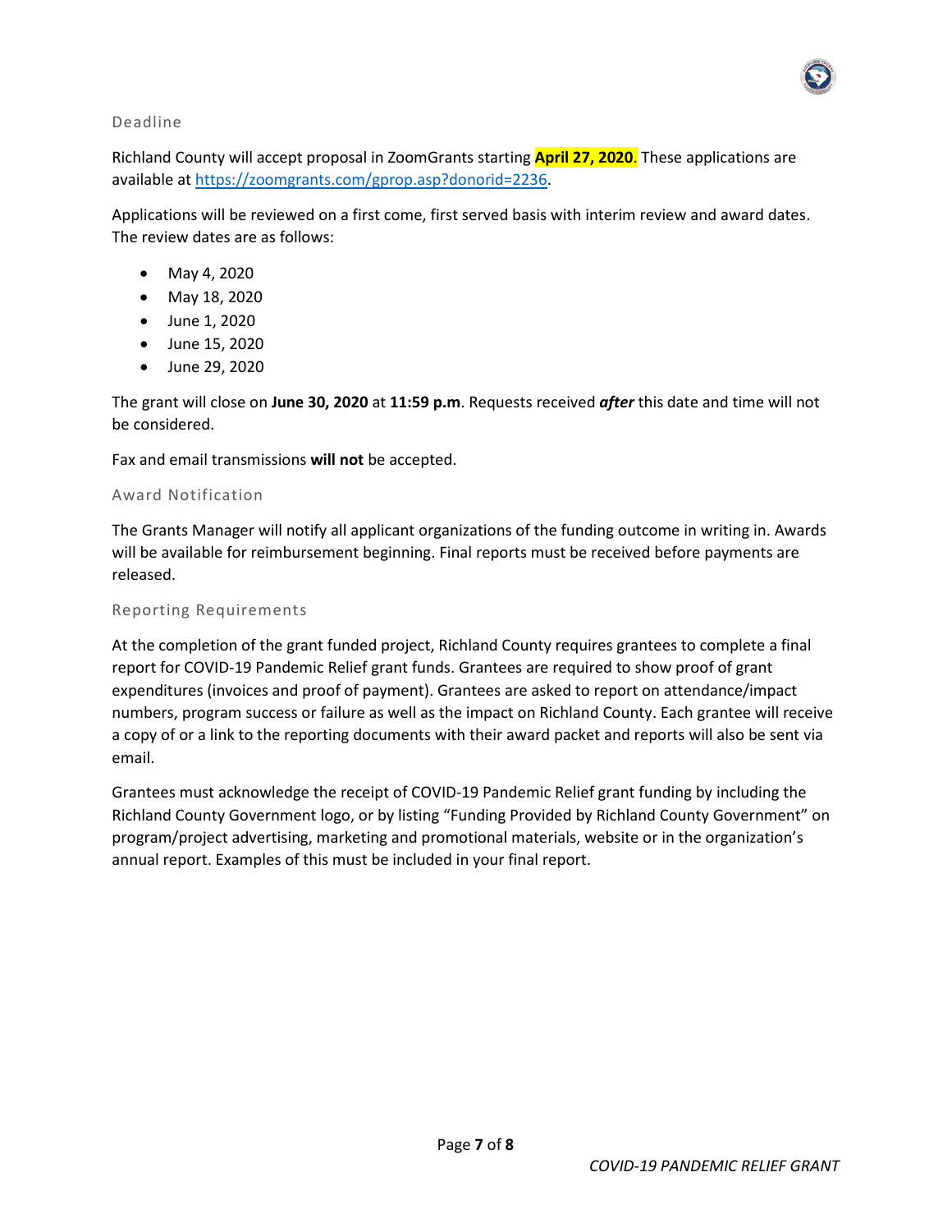## Deadline

Richland County will accept proposal in ZoomGrants starting **April 27, 2020**. These applications are available at [https://zoomgrants.com/gprop.asp?donorid=2236](https://zoomgrants.com/gprop.asp?donorid=2236).

Applications will be reviewed on a first come, first served basis with interim review and award dates. The review dates are as follows:

- May 4, 2020
- May 18, 2020
- June 1, 2020
- June 15, 2020
- June 29, 2020

The grant will close on **June 30, 2020** at **11:59 p.m**. Requests received ***after*** this date and time will not be considered.

Fax and email transmissions **will not** be accepted.

## Award Notification

The Grants Manager will notify all applicant organizations of the funding outcome in writing in. Awards will be available for reimbursement beginning. Final reports must be received before payments are released.

## Reporting Requirements

At the completion of the grant funded project, Richland County requires grantees to complete a final report for COVID-19 Pandemic Relief grant funds. Grantees are required to show proof of grant expenditures (invoices and proof of payment). Grantees are asked to report on attendance/impact numbers, program success or failure as well as the impact on Richland County. Each grantee will receive a copy of or a link to the reporting documents with their award packet and reports will also be sent via email.

Grantees must acknowledge the receipt of COVID-19 Pandemic Relief grant funding by including the Richland County Government logo, or by listing "Funding Provided by Richland County Government" on program/project advertising, marketing and promotional materials, website or in the organization's annual report. Examples of this must be included in your final report.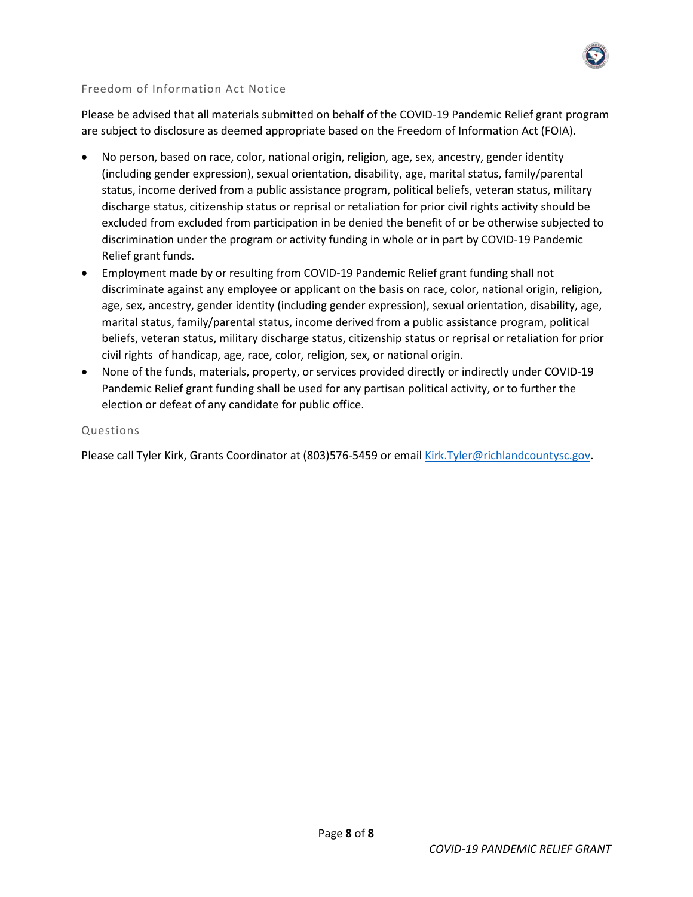## Freedom of Information Act Notice

Please be advised that all materials submitted on behalf of the COVID-19 Pandemic Relief grant program are subject to disclosure as deemed appropriate based on the Freedom of Information Act (FOIA).

- No person, based on race, color, national origin, religion, age, sex, ancestry, gender identity (including gender expression), sexual orientation, disability, age, marital status, family/parental status, income derived from a public assistance program, political beliefs, veteran status, military discharge status, citizenship status or reprisal or retaliation for prior civil rights activity should be excluded from excluded from participation in be denied the benefit of or be otherwise subjected to discrimination under the program or activity funding in whole or in part by COVID-19 Pandemic Relief grant funds.
- Employment made by or resulting from COVID-19 Pandemic Relief grant funding shall not discriminate against any employee or applicant on the basis on race, color, national origin, religion, age, sex, ancestry, gender identity (including gender expression), sexual orientation, disability, age, marital status, family/parental status, income derived from a public assistance program, political beliefs, veteran status, military discharge status, citizenship status or reprisal or retaliation for prior civil rights of handicap, age, race, color, religion, sex, or national origin.
- None of the funds, materials, property, or services provided directly or indirectly under COVID-19 Pandemic Relief grant funding shall be used for any partisan political activity, or to further the election or defeat of any candidate for public office.

## Questions

Please call Tyler Kirk, Grants Coordinator at (803)576-5459 or email [Kirk.Tyler@richlandcountysc.gov](mailto:Kirk.Tyler@richlandcountysc.gov).